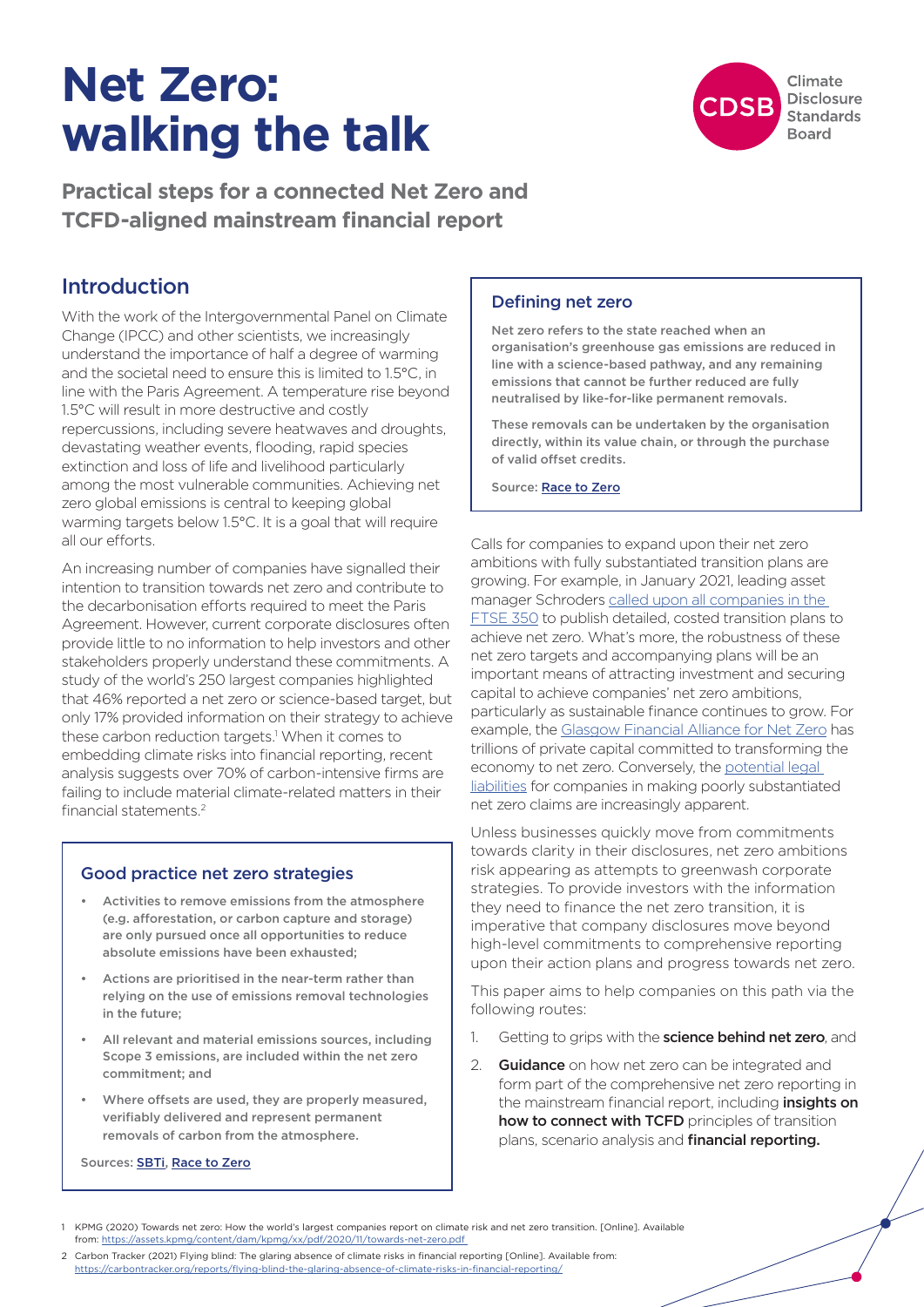# Net Zero: walking the talk

CDSB Climate Disclosure Standards Board

## Practical steps for a connected Net Zero and TCFD-aligned mainstream financial report

## Introduction

With the work of the Intergovernmental Panel on Climate Change (IPCC) and other scientists, we increasingly understand the importance of half a degree of warming and the societal need to ensure this is limited to 1.5°C, in line with the Paris Agreement. A temperature rise beyond 1.5°C will result in more destructive and costly repercussions, including severe heatwaves and droughts, devastating weather events, flooding, rapid species extinction and loss of life and livelihood particularly among the most vulnerable communities. Achieving net zero global emissions is central to keeping global warming targets below 1.5°C. It is a goal that will require all our efforts.

An increasing number of companies have signalled their intention to transition towards net zero and contribute to the decarbonisation efforts required to meet the Paris Agreement. However, current corporate disclosures often provide little to no information to help investors and other stakeholders properly understand these commitments. A study of the world's 250 largest companies highlighted that 46% reported a net zero or science-based target, but only 17% provided information on their strategy to achieve these carbon reduction targets.[1] When it comes to embedding climate risks into financial reporting, recent analysis suggests over 70% of carbon-intensive firms are failing to include material climate-related matters in their financial statements.[2]

### Good practice net zero strategies

- Activities to remove emissions from the atmosphere (e.g. afforestation, or carbon capture and storage) are only pursued once all opportunities to reduce absolute emissions have been exhausted;
- Actions are prioritised in the near-term rather than relying on the use of emissions removal technologies in the future;
- All relevant and material emissions sources, including Scope 3 emissions, are included within the net zero commitment; and
- Where offsets are used, they are properly measured, verifiably delivered and represent permanent removals of carbon from the atmosphere.

Sources: SBTi, Race to Zero

### Defining net zero

Net zero refers to the state reached when an organisation's greenhouse gas emissions are reduced in line with a science-based pathway, and any remaining emissions that cannot be further reduced are fully neutralised by like-for-like permanent removals.

These removals can be undertaken by the organisation directly, within its value chain, or through the purchase of valid offset credits.

Source: Race to Zero

Calls for companies to expand upon their net zero ambitions with fully substantiated transition plans are growing. For example, in January 2021, leading asset manager Schroders called upon all companies in the FTSE 350 to publish detailed, costed transition plans to achieve net zero. What's more, the robustness of these net zero targets and accompanying plans will be an important means of attracting investment and securing capital to achieve companies' net zero ambitions, particularly as sustainable finance continues to grow. For example, the Glasgow Financial Alliance for Net Zero has trillions of private capital committed to transforming the economy to net zero. Conversely, the potential legal liabilities for companies in making poorly substantiated net zero claims are increasingly apparent.

Unless businesses quickly move from commitments towards clarity in their disclosures, net zero ambitions risk appearing as attempts to greenwash corporate strategies. To provide investors with the information they need to finance the net zero transition, it is imperative that company disclosures move beyond high-level commitments to comprehensive reporting upon their action plans and progress towards net zero.

This paper aims to help companies on this path via the following routes:

1. Getting to grips with the **science behind net zero**, and
2. **Guidance** on how net zero can be integrated and form part of the comprehensive net zero reporting in the mainstream financial report, including **insights on how to connect with TCFD** principles of transition plans, scenario analysis and **financial reporting.**

---

1 KPMG (2020) Towards net zero: How the world's largest companies report on climate risk and net zero transition. [Online]. Available from: https://assets.kpmg/content/dam/kpmg/xx/pdf/2020/11/towards-net-zero.pdf

2 Carbon Tracker (2021) Flying blind: The glaring absence of climate risks in financial reporting [Online]. Available from: https://carbontracker.org/reports/flying-blind-the-glaring-absence-of-climate-risks-in-financial-reporting/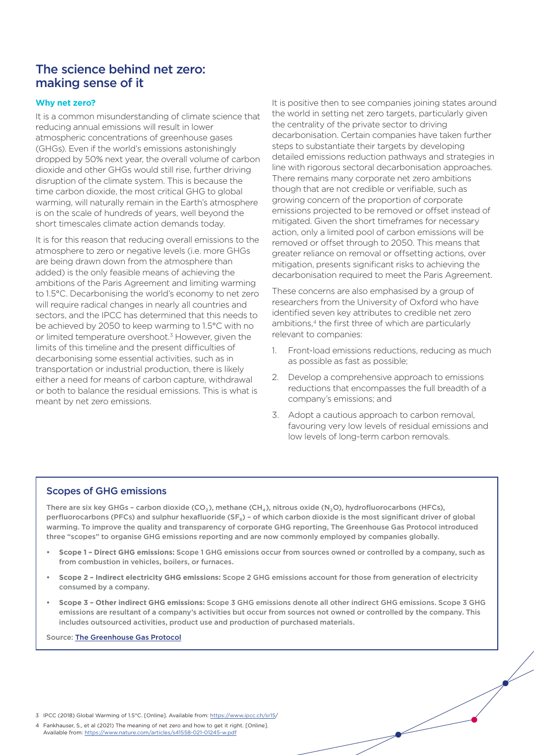## The science behind net zero: making sense of it

### Why net zero?

It is a common misunderstanding of climate science that reducing annual emissions will result in lower atmospheric concentrations of greenhouse gases (GHGs). Even if the world's emissions astonishingly dropped by 50% next year, the overall volume of carbon dioxide and other GHGs would still rise, further driving disruption of the climate system. This is because the time carbon dioxide, the most critical GHG to global warming, will naturally remain in the Earth's atmosphere is on the scale of hundreds of years, well beyond the short timescales climate action demands today.

It is for this reason that reducing overall emissions to the atmosphere to zero or negative levels (i.e. more GHGs are being drawn down from the atmosphere than added) is the only feasible means of achieving the ambitions of the Paris Agreement and limiting warming to 1.5°C. Decarbonising the world's economy to net zero will require radical changes in nearly all countries and sectors, and the IPCC has determined that this needs to be achieved by 2050 to keep warming to 1.5°C with no or limited temperature overshoot.[3] However, given the limits of this timeline and the present difficulties of decarbonising some essential activities, such as in transportation or industrial production, there is likely either a need for means of carbon capture, withdrawal or both to balance the residual emissions. This is what is meant by net zero emissions.

It is positive then to see companies joining states around the world in setting net zero targets, particularly given the centrality of the private sector to driving decarbonisation. Certain companies have taken further steps to substantiate their targets by developing detailed emissions reduction pathways and strategies in line with rigorous sectoral decarbonisation approaches. There remains many corporate net zero ambitions though that are not credible or verifiable, such as growing concern of the proportion of corporate emissions projected to be removed or offset instead of mitigated. Given the short timeframes for necessary action, only a limited pool of carbon emissions will be removed or offset through to 2050. This means that greater reliance on removal or offsetting actions, over mitigation, presents significant risks to achieving the decarbonisation required to meet the Paris Agreement.

These concerns are also emphasised by a group of researchers from the University of Oxford who have identified seven key attributes to credible net zero ambitions,[4] the first three of which are particularly relevant to companies:

1. Front-load emissions reductions, reducing as much as possible as fast as possible;
2. Develop a comprehensive approach to emissions reductions that encompasses the full breadth of a company's emissions; and
3. Adopt a cautious approach to carbon removal, favouring very low levels of residual emissions and low levels of long-term carbon removals.

### Scopes of GHG emissions

**There are six key GHGs – carbon dioxide ($CO_2$), methane ($CH_4$), nitrous oxide ($N_2O$), hydrofluorocarbons (HFCs), perfluorocarbons (PFCs) and sulphur hexafluoride ($SF_6$) – of which carbon dioxide is the most significant driver of global warming. To improve the quality and transparency of corporate GHG reporting, The Greenhouse Gas Protocol introduced three "scopes" to organise GHG emissions reporting and are now commonly employed by companies globally.**

- **Scope 1 – Direct GHG emissions:** Scope 1 GHG emissions occur from sources owned or controlled by a company, such as from combustion in vehicles, boilers, or furnaces.
- **Scope 2 – Indirect electricity GHG emissions:** Scope 2 GHG emissions account for those from generation of electricity consumed by a company.
- **Scope 3 – Other indirect GHG emissions:** Scope 3 GHG emissions denote all other indirect GHG emissions. Scope 3 GHG emissions are resultant of a company's activities but occur from sources not owned or controlled by the company. This includes outsourced activities, product use and production of purchased materials.

Source: The Greenhouse Gas Protocol

3 IPCC (2018) Global Warming of 1.5°C. [Online]. Available from: https://www.ipcc.ch/sr15/

4 Fankhauser, S., et al (2021) The meaning of net zero and how to get it right. [Online]. Available from: https://www.nature.com/articles/s41558-021-01245-w.pdf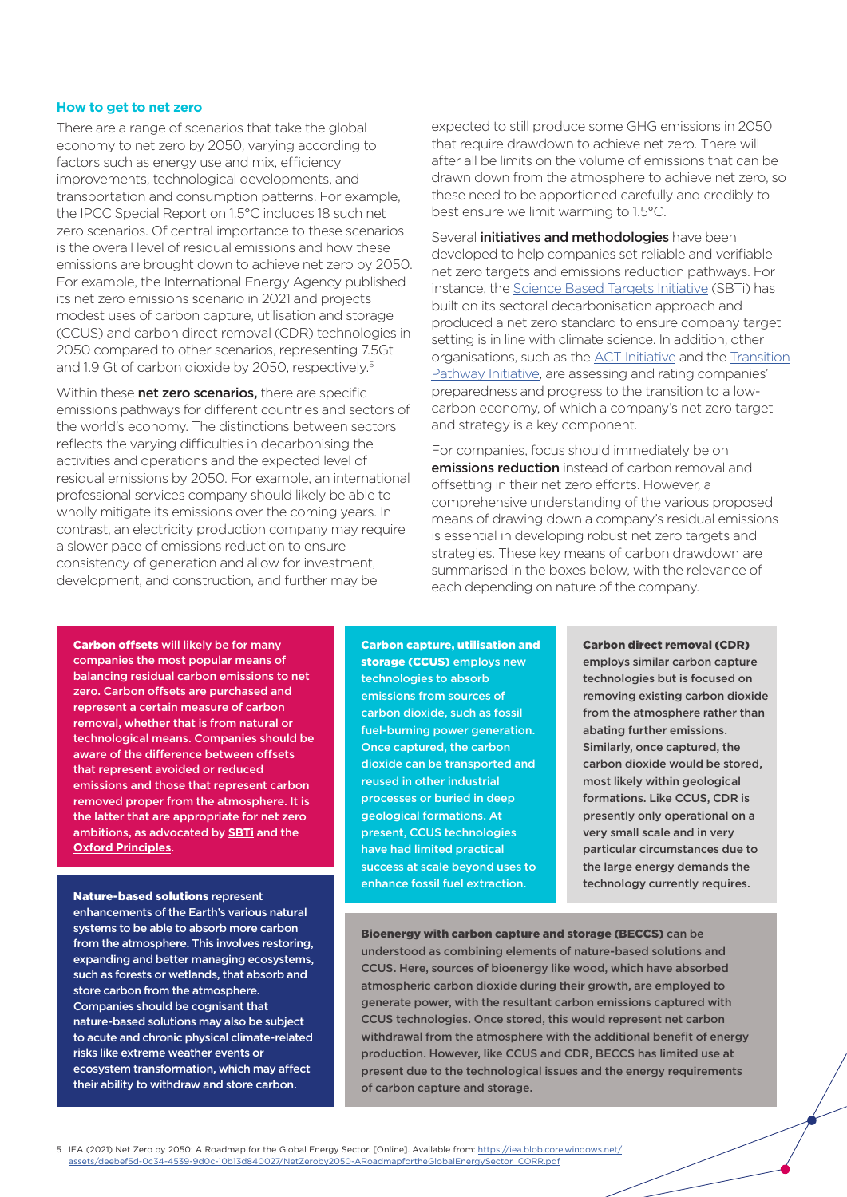### How to get to net zero

There are a range of scenarios that take the global economy to net zero by 2050, varying according to factors such as energy use and mix, efficiency improvements, technological developments, and transportation and consumption patterns. For example, the IPCC Special Report on 1.5°C includes 18 such net zero scenarios. Of central importance to these scenarios is the overall level of residual emissions and how these emissions are brought down to achieve net zero by 2050. For example, the International Energy Agency published its net zero emissions scenario in 2021 and projects modest uses of carbon capture, utilisation and storage (CCUS) and carbon direct removal (CDR) technologies in 2050 compared to other scenarios, representing 7.5Gt and 1.9 Gt of carbon dioxide by 2050, respectively.[5]

Within these **net zero scenarios,** there are specific emissions pathways for different countries and sectors of the world's economy. The distinctions between sectors reflects the varying difficulties in decarbonising the activities and operations and the expected level of residual emissions by 2050. For example, an international professional services company should likely be able to wholly mitigate its emissions over the coming years. In contrast, an electricity production company may require a slower pace of emissions reduction to ensure consistency of generation and allow for investment, development, and construction, and further may be expected to still produce some GHG emissions in 2050 that require drawdown to achieve net zero. There will after all be limits on the volume of emissions that can be drawn down from the atmosphere to achieve net zero, so these need to be apportioned carefully and credibly to best ensure we limit warming to 1.5°C.

Several **initiatives and methodologies** have been developed to help companies set reliable and verifiable net zero targets and emissions reduction pathways. For instance, the Science Based Targets Initiative (SBTi) has built on its sectoral decarbonisation approach and produced a net zero standard to ensure company target setting is in line with climate science. In addition, other organisations, such as the ACT Initiative and the Transition Pathway Initiative, are assessing and rating companies' preparedness and progress to the transition to a low-carbon economy, of which a company's net zero target and strategy is a key component.

For companies, focus should immediately be on **emissions reduction** instead of carbon removal and offsetting in their net zero efforts. However, a comprehensive understanding of the various proposed means of drawing down a company's residual emissions is essential in developing robust net zero targets and strategies. These key means of carbon drawdown are summarised in the boxes below, with the relevance of each depending on nature of the company.

**Carbon offsets** will likely be for many companies the most popular means of balancing residual carbon emissions to net zero. Carbon offsets are purchased and represent a certain measure of carbon removal, whether that is from natural or technological means. Companies should be aware of the difference between offsets that represent avoided or reduced emissions and those that represent carbon removed proper from the atmosphere. It is the latter that are appropriate for net zero ambitions, as advocated by **SBTi** and the **Oxford Principles**.

**Nature-based solutions** represent enhancements of the Earth's various natural systems to be able to absorb more carbon from the atmosphere. This involves restoring, expanding and better managing ecosystems, such as forests or wetlands, that absorb and store carbon from the atmosphere. Companies should be cognisant that nature-based solutions may also be subject to acute and chronic physical climate-related risks like extreme weather events or ecosystem transformation, which may affect their ability to withdraw and store carbon.

**Carbon capture, utilisation and storage (CCUS)** employs new technologies to absorb emissions from sources of carbon dioxide, such as fossil fuel-burning power generation. Once captured, the carbon dioxide can be transported and reused in other industrial processes or buried in deep geological formations. At present, CCUS technologies have had limited practical success at scale beyond uses to enhance fossil fuel extraction.

**Carbon direct removal (CDR)** employs similar carbon capture technologies but is focused on removing existing carbon dioxide from the atmosphere rather than abating further emissions. Similarly, once captured, the carbon dioxide would be stored, most likely within geological formations. Like CCUS, CDR is presently only operational on a very small scale and in very particular circumstances due to the large energy demands the technology currently requires.

**Bioenergy with carbon capture and storage (BECCS)** can be understood as combining elements of nature-based solutions and CCUS. Here, sources of bioenergy like wood, which have absorbed atmospheric carbon dioxide during their growth, are employed to generate power, with the resultant carbon emissions captured with CCUS technologies. Once stored, this would represent net carbon withdrawal from the atmosphere with the additional benefit of energy production. However, like CCUS and CDR, BECCS has limited use at present due to the technological issues and the energy requirements of carbon capture and storage.

5 IEA (2021) Net Zero by 2050: A Roadmap for the Global Energy Sector. [Online]. Available from: https://iea.blob.core.windows.net/assets/deebef5d-0c34-4539-9d0c-10b13d840027/NetZeroby2050-ARoadmapfortheGlobalEnergySector_CORR.pdf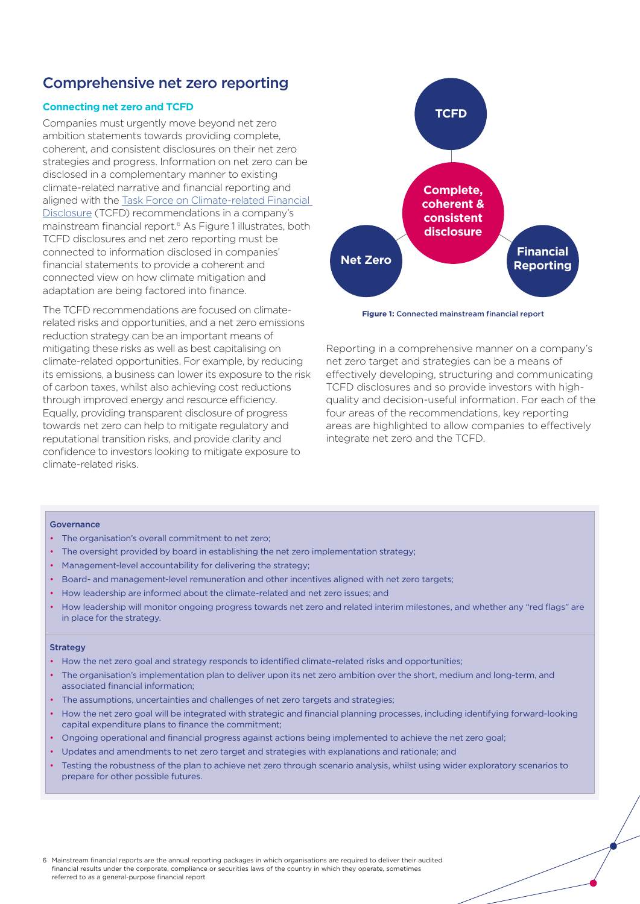## Comprehensive net zero reporting

### Connecting net zero and TCFD

Companies must urgently move beyond net zero ambition statements towards providing complete, coherent, and consistent disclosures on their net zero strategies and progress. Information on net zero can be disclosed in a complementary manner to existing climate-related narrative and financial reporting and aligned with the Task Force on Climate-related Financial Disclosure (TCFD) recommendations in a company's mainstream financial report.[6] As Figure 1 illustrates, both TCFD disclosures and net zero reporting must be connected to information disclosed in companies' financial statements to provide a coherent and connected view on how climate mitigation and adaptation are being factored into finance.

The TCFD recommendations are focused on climate-related risks and opportunities, and a net zero emissions reduction strategy can be an important means of mitigating these risks as well as best capitalising on climate-related opportunities. For example, by reducing its emissions, a business can lower its exposure to the risk of carbon taxes, whilst also achieving cost reductions through improved energy and resource efficiency. Equally, providing transparent disclosure of progress towards net zero can help to mitigate regulatory and reputational transition risks, and provide clarity and confidence to investors looking to mitigate exposure to climate-related risks.

TCFD

Complete, coherent & consistent disclosure

Net Zero

Financial Reporting

**Figure 1:** Connected mainstream financial report

Reporting in a comprehensive manner on a company's net zero target and strategies can be a means of effectively developing, structuring and communicating TCFD disclosures and so provide investors with high-quality and decision-useful information. For each of the four areas of the recommendations, key reporting areas are highlighted to allow companies to effectively integrate net zero and the TCFD.

**Governance**

- The organisation's overall commitment to net zero;
- The oversight provided by board in establishing the net zero implementation strategy;
- Management-level accountability for delivering the strategy;
- Board- and management-level remuneration and other incentives aligned with net zero targets;
- How leadership are informed about the climate-related and net zero issues; and
- How leadership will monitor ongoing progress towards net zero and related interim milestones, and whether any "red flags" are in place for the strategy.

**Strategy**

- How the net zero goal and strategy responds to identified climate-related risks and opportunities;
- The organisation's implementation plan to deliver upon its net zero ambition over the short, medium and long-term, and associated financial information;
- The assumptions, uncertainties and challenges of net zero targets and strategies;
- How the net zero goal will be integrated with strategic and financial planning processes, including identifying forward-looking capital expenditure plans to finance the commitment;
- Ongoing operational and financial progress against actions being implemented to achieve the net zero goal;
- Updates and amendments to net zero target and strategies with explanations and rationale; and
- Testing the robustness of the plan to achieve net zero through scenario analysis, whilst using wider exploratory scenarios to prepare for other possible futures.

6 Mainstream financial reports are the annual reporting packages in which organisations are required to deliver their audited financial results under the corporate, compliance or securities laws of the country in which they operate, sometimes referred to as a general-purpose financial report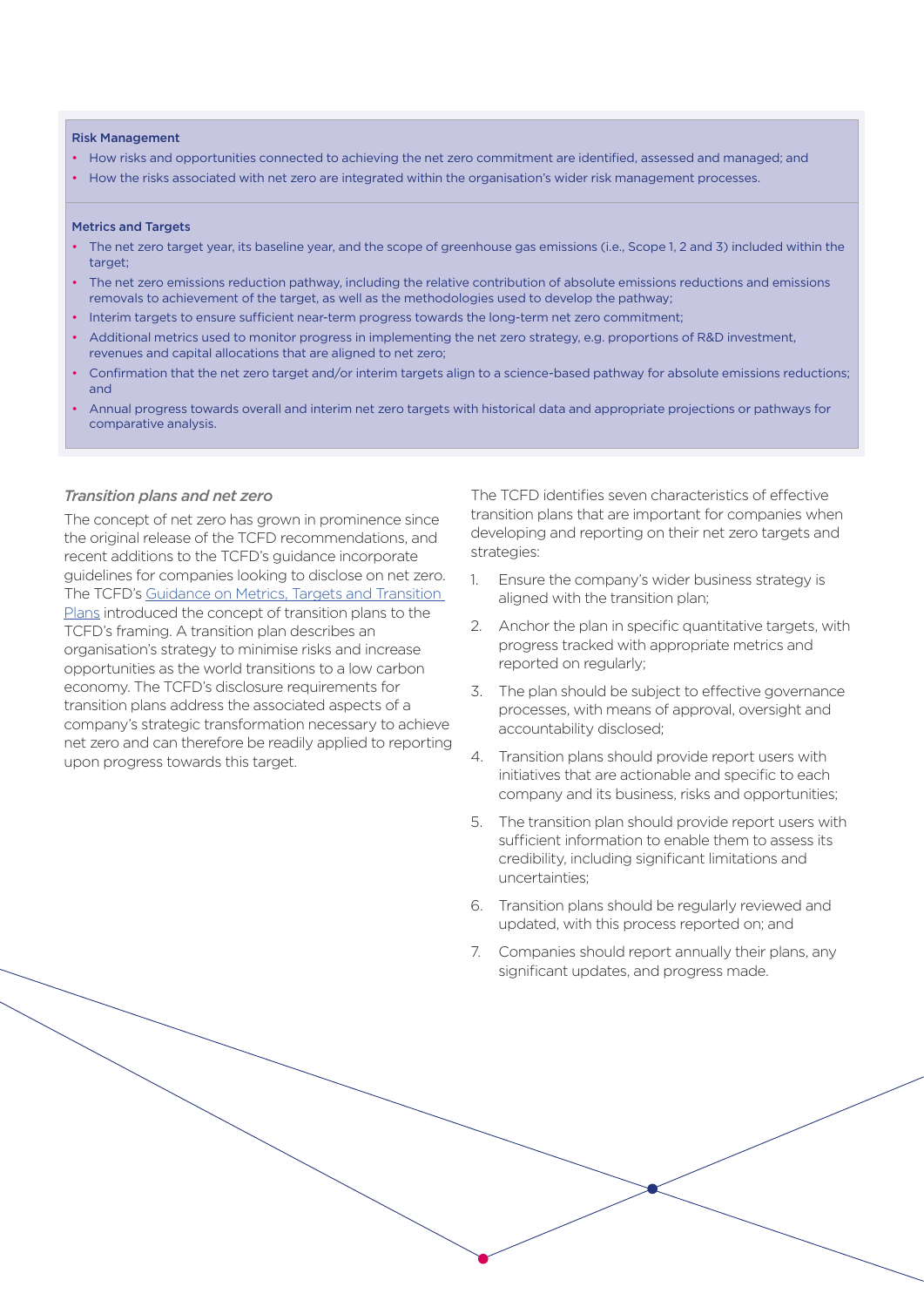**Risk Management**

- How risks and opportunities connected to achieving the net zero commitment are identified, assessed and managed; and
- How the risks associated with net zero are integrated within the organisation's wider risk management processes.

**Metrics and Targets**

- The net zero target year, its baseline year, and the scope of greenhouse gas emissions (i.e., Scope 1, 2 and 3) included within the target;
- The net zero emissions reduction pathway, including the relative contribution of absolute emissions reductions and emissions removals to achievement of the target, as well as the methodologies used to develop the pathway;
- Interim targets to ensure sufficient near-term progress towards the long-term net zero commitment;
- Additional metrics used to monitor progress in implementing the net zero strategy, e.g. proportions of R&D investment, revenues and capital allocations that are aligned to net zero;
- Confirmation that the net zero target and/or interim targets align to a science-based pathway for absolute emissions reductions; and
- Annual progress towards overall and interim net zero targets with historical data and appropriate projections or pathways for comparative analysis.

*Transition plans and net zero*

The concept of net zero has grown in prominence since the original release of the TCFD recommendations, and recent additions to the TCFD's guidance incorporate guidelines for companies looking to disclose on net zero. The TCFD's Guidance on Metrics, Targets and Transition Plans introduced the concept of transition plans to the TCFD's framing. A transition plan describes an organisation's strategy to minimise risks and increase opportunities as the world transitions to a low carbon economy. The TCFD's disclosure requirements for transition plans address the associated aspects of a company's strategic transformation necessary to achieve net zero and can therefore be readily applied to reporting upon progress towards this target.

The TCFD identifies seven characteristics of effective transition plans that are important for companies when developing and reporting on their net zero targets and strategies:

1. Ensure the company's wider business strategy is aligned with the transition plan;
2. Anchor the plan in specific quantitative targets, with progress tracked with appropriate metrics and reported on regularly;
3. The plan should be subject to effective governance processes, with means of approval, oversight and accountability disclosed;
4. Transition plans should provide report users with initiatives that are actionable and specific to each company and its business, risks and opportunities;
5. The transition plan should provide report users with sufficient information to enable them to assess its credibility, including significant limitations and uncertainties;
6. Transition plans should be regularly reviewed and updated, with this process reported on; and
7. Companies should report annually their plans, any significant updates, and progress made.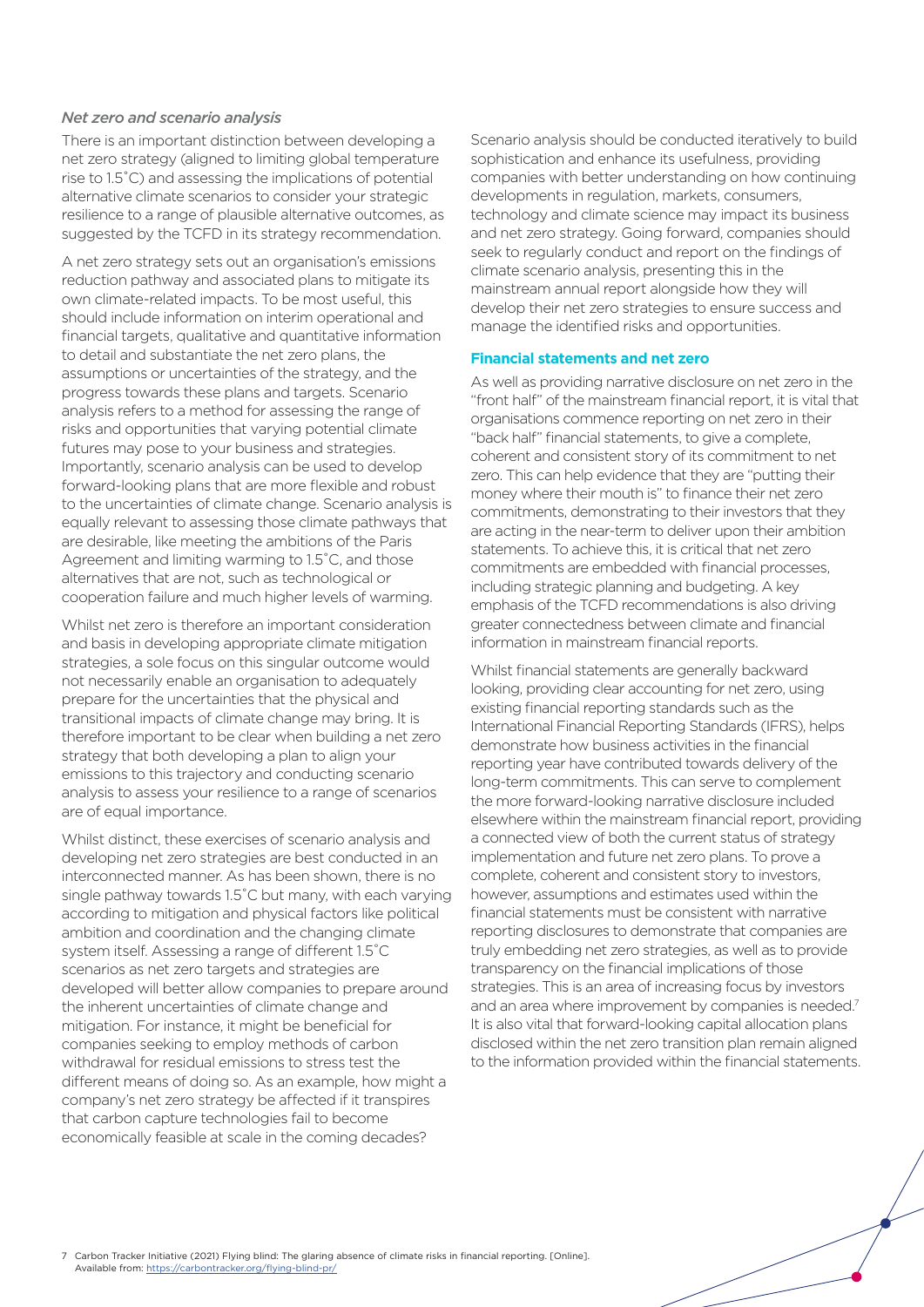*Net zero and scenario analysis*

There is an important distinction between developing a net zero strategy (aligned to limiting global temperature rise to 1.5˚C) and assessing the implications of potential alternative climate scenarios to consider your strategic resilience to a range of plausible alternative outcomes, as suggested by the TCFD in its strategy recommendation.

A net zero strategy sets out an organisation's emissions reduction pathway and associated plans to mitigate its own climate-related impacts. To be most useful, this should include information on interim operational and financial targets, qualitative and quantitative information to detail and substantiate the net zero plans, the assumptions or uncertainties of the strategy, and the progress towards these plans and targets. Scenario analysis refers to a method for assessing the range of risks and opportunities that varying potential climate futures may pose to your business and strategies. Importantly, scenario analysis can be used to develop forward-looking plans that are more flexible and robust to the uncertainties of climate change. Scenario analysis is equally relevant to assessing those climate pathways that are desirable, like meeting the ambitions of the Paris Agreement and limiting warming to 1.5˚C, and those alternatives that are not, such as technological or cooperation failure and much higher levels of warming.

Whilst net zero is therefore an important consideration and basis in developing appropriate climate mitigation strategies, a sole focus on this singular outcome would not necessarily enable an organisation to adequately prepare for the uncertainties that the physical and transitional impacts of climate change may bring. It is therefore important to be clear when building a net zero strategy that both developing a plan to align your emissions to this trajectory and conducting scenario analysis to assess your resilience to a range of scenarios are of equal importance.

Whilst distinct, these exercises of scenario analysis and developing net zero strategies are best conducted in an interconnected manner. As has been shown, there is no single pathway towards 1.5˚C but many, with each varying according to mitigation and physical factors like political ambition and coordination and the changing climate system itself. Assessing a range of different 1.5˚C scenarios as net zero targets and strategies are developed will better allow companies to prepare around the inherent uncertainties of climate change and mitigation. For instance, it might be beneficial for companies seeking to employ methods of carbon withdrawal for residual emissions to stress test the different means of doing so. As an example, how might a company's net zero strategy be affected if it transpires that carbon capture technologies fail to become economically feasible at scale in the coming decades?

Scenario analysis should be conducted iteratively to build sophistication and enhance its usefulness, providing companies with better understanding on how continuing developments in regulation, markets, consumers, technology and climate science may impact its business and net zero strategy. Going forward, companies should seek to regularly conduct and report on the findings of climate scenario analysis, presenting this in the mainstream annual report alongside how they will develop their net zero strategies to ensure success and manage the identified risks and opportunities.

### Financial statements and net zero

As well as providing narrative disclosure on net zero in the "front half" of the mainstream financial report, it is vital that organisations commence reporting on net zero in their "back half" financial statements, to give a complete, coherent and consistent story of its commitment to net zero. This can help evidence that they are "putting their money where their mouth is" to finance their net zero commitments, demonstrating to their investors that they are acting in the near-term to deliver upon their ambition statements. To achieve this, it is critical that net zero commitments are embedded with financial processes, including strategic planning and budgeting. A key emphasis of the TCFD recommendations is also driving greater connectedness between climate and financial information in mainstream financial reports.

Whilst financial statements are generally backward looking, providing clear accounting for net zero, using existing financial reporting standards such as the International Financial Reporting Standards (IFRS), helps demonstrate how business activities in the financial reporting year have contributed towards delivery of the long-term commitments. This can serve to complement the more forward-looking narrative disclosure included elsewhere within the mainstream financial report, providing a connected view of both the current status of strategy implementation and future net zero plans. To prove a complete, coherent and consistent story to investors, however, assumptions and estimates used within the financial statements must be consistent with narrative reporting disclosures to demonstrate that companies are truly embedding net zero strategies, as well as to provide transparency on the financial implications of those strategies. This is an area of increasing focus by investors and an area where improvement by companies is needed.[7] It is also vital that forward-looking capital allocation plans disclosed within the net zero transition plan remain aligned to the information provided within the financial statements.

7 Carbon Tracker Initiative (2021) Flying blind: The glaring absence of climate risks in financial reporting. [Online]. Available from: https://carbontracker.org/flying-blind-pr/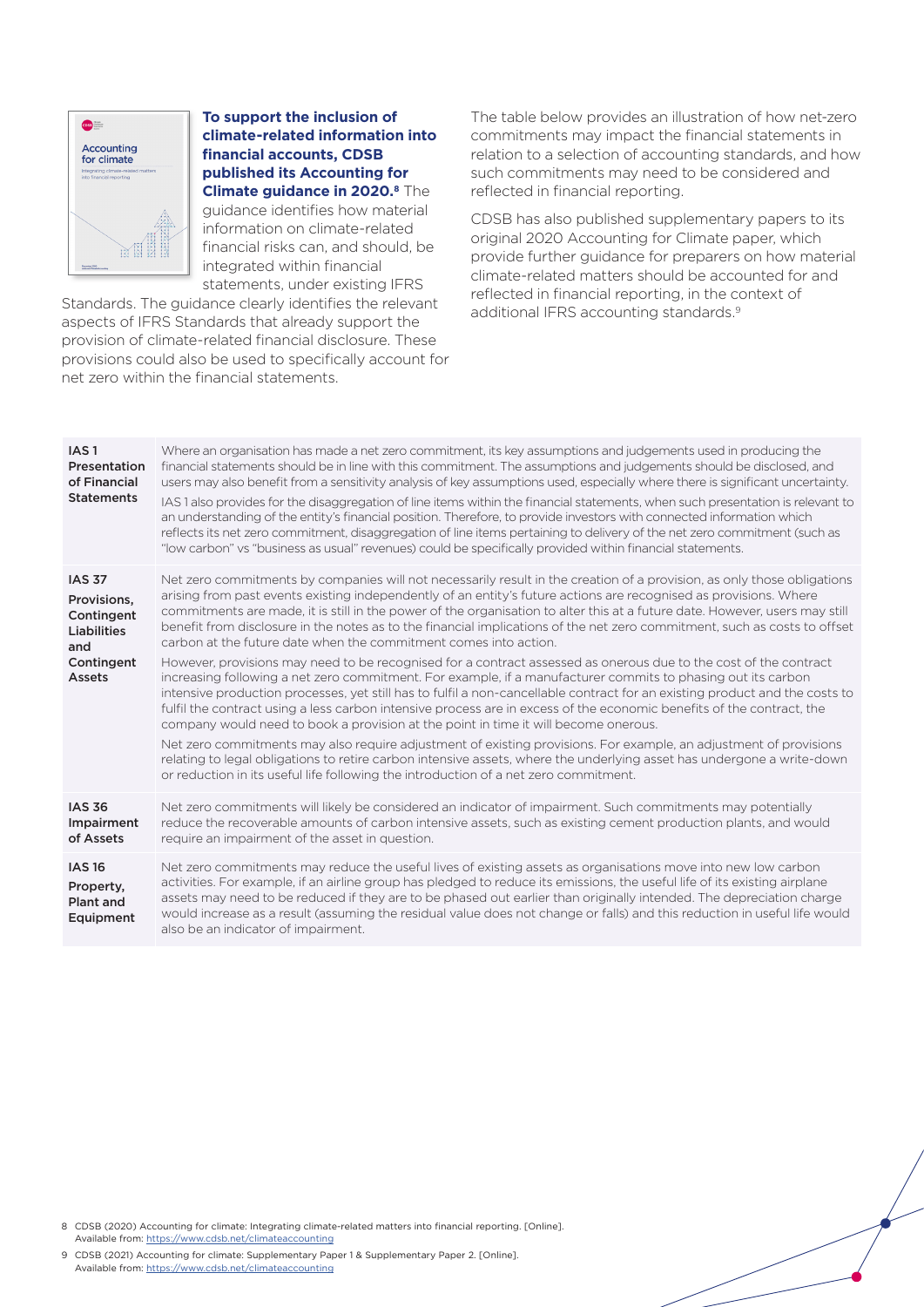**To support the inclusion of climate-related information into financial accounts, CDSB published its Accounting for Climate guidance in 2020.**[8] The guidance identifies how material information on climate-related financial risks can, and should, be integrated within financial statements, under existing IFRS Standards. The guidance clearly identifies the relevant aspects of IFRS Standards that already support the provision of climate-related financial disclosure. These provisions could also be used to specifically account for net zero within the financial statements.

The table below provides an illustration of how net-zero commitments may impact the financial statements in relation to a selection of accounting standards, and how such commitments may need to be considered and reflected in financial reporting.

CDSB has also published supplementary papers to its original 2020 Accounting for Climate paper, which provide further guidance for preparers on how material climate-related matters should be accounted for and reflected in financial reporting, in the context of additional IFRS accounting standards.[9]

| | |
|---|---|
| **IAS 1 Presentation of Financial Statements** | Where an organisation has made a net zero commitment, its key assumptions and judgements used in producing the financial statements should be in line with this commitment. The assumptions and judgements should be disclosed, and users may also benefit from a sensitivity analysis of key assumptions used, especially where there is significant uncertainty.<br><br>IAS 1 also provides for the disaggregation of line items within the financial statements, when such presentation is relevant to an understanding of the entity's financial position. Therefore, to provide investors with connected information which reflects its net zero commitment, disaggregation of line items pertaining to delivery of the net zero commitment (such as "low carbon" vs "business as usual" revenues) could be specifically provided within financial statements. |
| **IAS 37 Provisions, Contingent Liabilities and Contingent Assets** | Net zero commitments by companies will not necessarily result in the creation of a provision, as only those obligations arising from past events existing independently of an entity's future actions are recognised as provisions. Where commitments are made, it is still in the power of the organisation to alter this at a future date. However, users may still benefit from disclosure in the notes as to the financial implications of the net zero commitment, such as costs to offset carbon at the future date when the commitment comes into action.<br><br>However, provisions may need to be recognised for a contract assessed as onerous due to the cost of the contract increasing following a net zero commitment. For example, if a manufacturer commits to phasing out its carbon intensive production processes, yet still has to fulfil a non-cancellable contract for an existing product and the costs to fulfil the contract using a less carbon intensive process are in excess of the economic benefits of the contract, the company would need to book a provision at the point in time it will become onerous.<br><br>Net zero commitments may also require adjustment of existing provisions. For example, an adjustment of provisions relating to legal obligations to retire carbon intensive assets, where the underlying asset has undergone a write-down or reduction in its useful life following the introduction of a net zero commitment. |
| **IAS 36 Impairment of Assets** | Net zero commitments will likely be considered an indicator of impairment. Such commitments may potentially reduce the recoverable amounts of carbon intensive assets, such as existing cement production plants, and would require an impairment of the asset in question. |
| **IAS 16 Property, Plant and Equipment** | Net zero commitments may reduce the useful lives of existing assets as organisations move into new low carbon activities. For example, if an airline group has pledged to reduce its emissions, the useful life of its existing airplane assets may need to be reduced if they are to be phased out earlier than originally intended. The depreciation charge would increase as a result (assuming the residual value does not change or falls) and this reduction in useful life would also be an indicator of impairment. |

8 CDSB (2020) Accounting for climate: Integrating climate-related matters into financial reporting. [Online]. Available from: https://www.cdsb.net/climateaccounting

9 CDSB (2021) Accounting for climate: Supplementary Paper 1 & Supplementary Paper 2. [Online]. Available from: https://www.cdsb.net/climateaccounting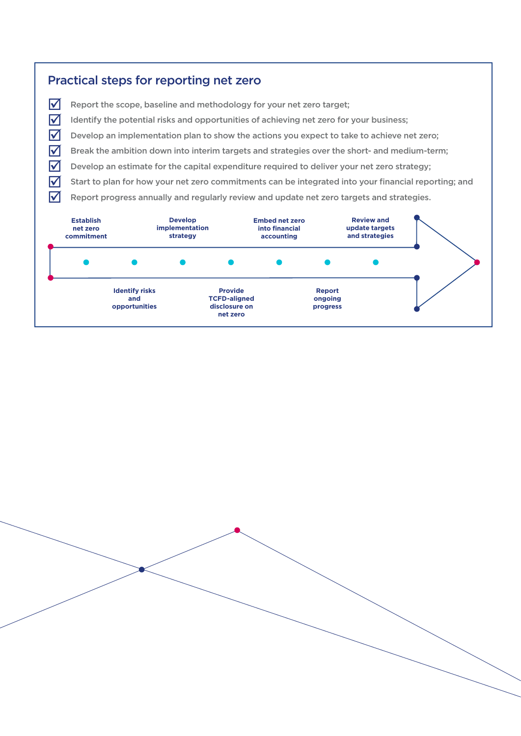## Practical steps for reporting net zero

- Report the scope, baseline and methodology for your net zero target;
- Identify the potential risks and opportunities of achieving net zero for your business;
- Develop an implementation plan to show the actions you expect to take to achieve net zero;
- Break the ambition down into interim targets and strategies over the short- and medium-term;
- Develop an estimate for the capital expenditure required to deliver your net zero strategy;
- Start to plan for how your net zero commitments can be integrated into your financial reporting; and
- Report progress annually and regularly review and update net zero targets and strategies.

Establish net zero commitment

Identify risks and opportunities

Develop implementation strategy

Provide TCFD-aligned disclosure on net zero

Embed net zero into financial accounting

Report ongoing progress

Review and update targets and strategies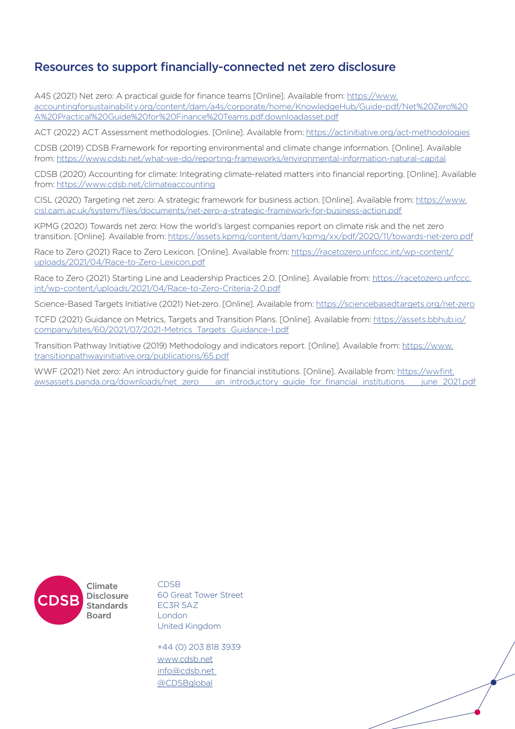## Resources to support financially-connected net zero disclosure

A4S (2021) Net zero: A practical guide for finance teams [Online]. Available from: https://www.accountingforsustainability.org/content/dam/a4s/corporate/home/KnowledgeHub/Guide-pdf/Net%20Zero%20A%20Practical%20Guide%20for%20Finance%20Teams.pdf.downloadasset.pdf

ACT (2022) ACT Assessment methodologies. [Online]. Available from: https://actinitiative.org/act-methodologies

CDSB (2019) CDSB Framework for reporting environmental and climate change information. [Online]. Available from: https://www.cdsb.net/what-we-do/reporting-frameworks/environmental-information-natural-capital

CDSB (2020) Accounting for climate: Integrating climate-related matters into financial reporting. [Online]. Available from: https://www.cdsb.net/climateaccounting

CISL (2020) Targeting net zero: A strategic framework for business action. [Online]. Available from: https://www.cisl.cam.ac.uk/system/files/documents/net-zero-a-strategic-framework-for-business-action.pdf

KPMG (2020) Towards net zero: How the world's largest companies report on climate risk and the net zero transition. [Online]. Available from: https://assets.kpmg/content/dam/kpmg/xx/pdf/2020/11/towards-net-zero.pdf

Race to Zero (2021) Race to Zero Lexicon. [Online]. Available from: https://racetozero.unfccc.int/wp-content/uploads/2021/04/Race-to-Zero-Lexicon.pdf

Race to Zero (2021) Starting Line and Leadership Practices 2.0. [Online]. Available from: https://racetozero.unfccc.int/wp-content/uploads/2021/04/Race-to-Zero-Criteria-2.0.pdf

Science-Based Targets Initiative (2021) Net-zero. [Online]. Available from: https://sciencebasedtargets.org/net-zero

TCFD (2021) Guidance on Metrics, Targets and Transition Plans. [Online]. Available from: https://assets.bbhub.io/company/sites/60/2021/07/2021-Metrics_Targets_Guidance-1.pdf

Transition Pathway Initiative (2019) Methodology and indicators report. [Online]. Available from: https://www.transitionpathwayinitiative.org/publications/65.pdf

WWF (2021) Net zero: An introductory guide for financial institutions. [Online]. Available from: https://wwfint.awsassets.panda.org/downloads/net_zero___an_introductory_guide_for_financial_institutions___june_2021.pdf

CDSB Climate Disclosure Standards Board

CDSB
60 Great Tower Street
EC3R 5AZ
London
United Kingdom

+44 (0) 203 818 3939
www.cdsb.net
info@cdsb.net
@CDSBglobal